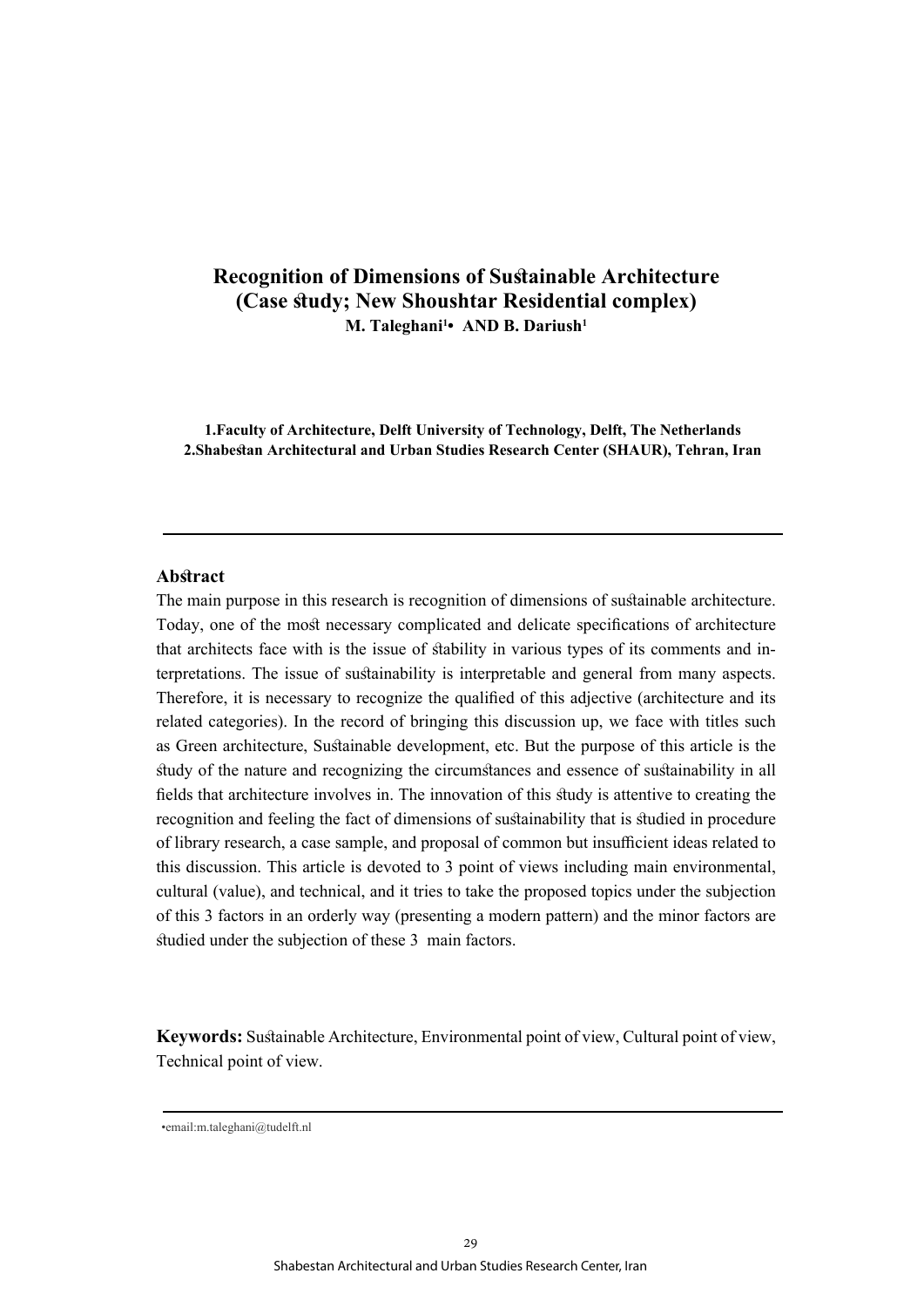# Recognition of Dimensions of Sustainable Architecture (Case study; New Shoushtar Residential complex)

**M. Taleghani[1]• AND B. Dariush[1]**

**1.Faculty of Architecture, Delft University of Technology, Delft, The Netherlands**
**2.Shabestan Architectural and Urban Studies Research Center (SHAUR), Tehran, Iran**

---

## Abstract

The main purpose in this research is recognition of dimensions of sustainable architecture. Today, one of the most necessary complicated and delicate specifications of architecture that architects face with is the issue of stability in various types of its comments and interpretations. The issue of sustainability is interpretable and general from many aspects. Therefore, it is necessary to recognize the qualified of this adjective (architecture and its related categories). In the record of bringing this discussion up, we face with titles such as Green architecture, Sustainable development, etc. But the purpose of this article is the study of the nature and recognizing the circumstances and essence of sustainability in all fields that architecture involves in. The innovation of this study is attentive to creating the recognition and feeling the fact of dimensions of sustainability that is studied in procedure of library research, a case sample, and proposal of common but insufficient ideas related to this discussion. This article is devoted to 3 point of views including main environmental, cultural (value), and technical, and it tries to take the proposed topics under the subjection of this 3 factors in an orderly way (presenting a modern pattern) and the minor factors are studied under the subjection of these 3 main factors.

**Keywords:** Sustainable Architecture, Environmental point of view, Cultural point of view, Technical point of view.

---

•email:m.taleghani@tudelft.nl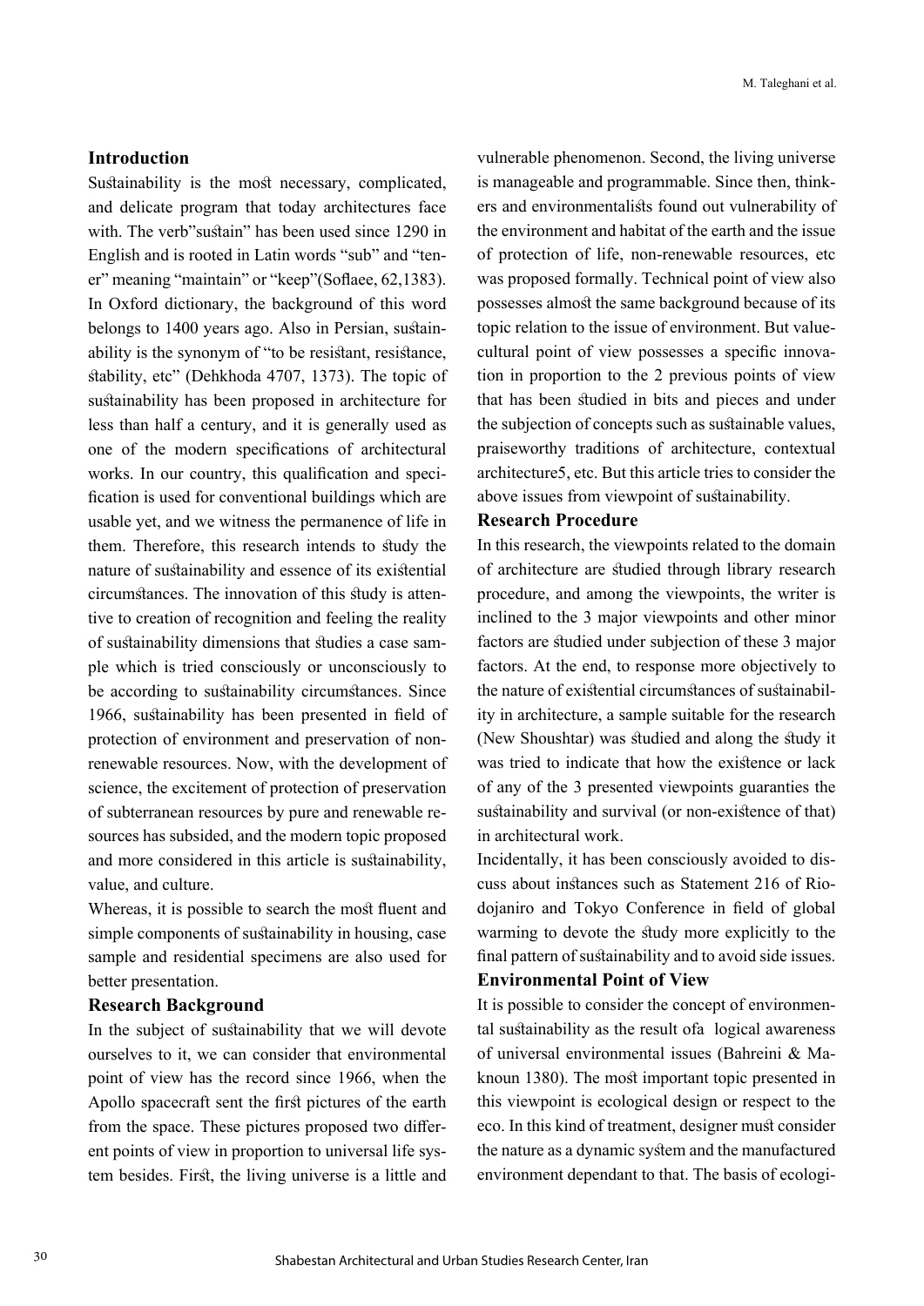## Introduction

Sustainability is the most necessary, complicated, and delicate program that today architectures face with. The verb"sustain" has been used since 1290 in English and is rooted in Latin words "sub" and "tener" meaning "maintain" or "keep"(Soflaee, 62,1383). In Oxford dictionary, the background of this word belongs to 1400 years ago. Also in Persian, sustainability is the synonym of "to be resistant, resistance, stability, etc" (Dehkhoda 4707, 1373). The topic of sustainability has been proposed in architecture for less than half a century, and it is generally used as one of the modern specifications of architectural works. In our country, this qualification and specification is used for conventional buildings which are usable yet, and we witness the permanence of life in them. Therefore, this research intends to study the nature of sustainability and essence of its existential circumstances. The innovation of this study is attentive to creation of recognition and feeling the reality of sustainability dimensions that studies a case sample which is tried consciously or unconsciously to be according to sustainability circumstances. Since 1966, sustainability has been presented in field of protection of environment and preservation of non-renewable resources. Now, with the development of science, the excitement of protection of preservation of subterranean resources by pure and renewable resources has subsided, and the modern topic proposed and more considered in this article is sustainability, value, and culture.

Whereas, it is possible to search the most fluent and simple components of sustainability in housing, case sample and residential specimens are also used for better presentation.

## Research Background

In the subject of sustainability that we will devote ourselves to it, we can consider that environmental point of view has the record since 1966, when the Apollo spacecraft sent the first pictures of the earth from the space. These pictures proposed two different points of view in proportion to universal life system besides. First, the living universe is a little and vulnerable phenomenon. Second, the living universe is manageable and programmable. Since then, thinkers and environmentalists found out vulnerability of the environment and habitat of the earth and the issue of protection of life, non-renewable resources, etc was proposed formally. Technical point of view also possesses almost the same background because of its topic relation to the issue of environment. But value-cultural point of view possesses a specific innovation in proportion to the 2 previous points of view that has been studied in bits and pieces and under the subjection of concepts such as sustainable values, praiseworthy traditions of architecture, contextual architecture5, etc. But this article tries to consider the above issues from viewpoint of sustainability.

## Research Procedure

In this research, the viewpoints related to the domain of architecture are studied through library research procedure, and among the viewpoints, the writer is inclined to the 3 major viewpoints and other minor factors are studied under subjection of these 3 major factors. At the end, to response more objectively to the nature of existential circumstances of sustainability in architecture, a sample suitable for the research (New Shoushtar) was studied and along the study it was tried to indicate that how the existence or lack of any of the 3 presented viewpoints guaranties the sustainability and survival (or non-existence of that) in architectural work.

Incidentally, it has been consciously avoided to discuss about instances such as Statement 216 of Riodojaniro and Tokyo Conference in field of global warming to devote the study more explicitly to the final pattern of sustainability and to avoid side issues.

## Environmental Point of View

It is possible to consider the concept of environmental sustainability as the result ofa logical awareness of universal environmental issues (Bahreini & Maknoun 1380). The most important topic presented in this viewpoint is ecological design or respect to the eco. In this kind of treatment, designer must consider the nature as a dynamic system and the manufactured environment dependant to that. The basis of ecologi-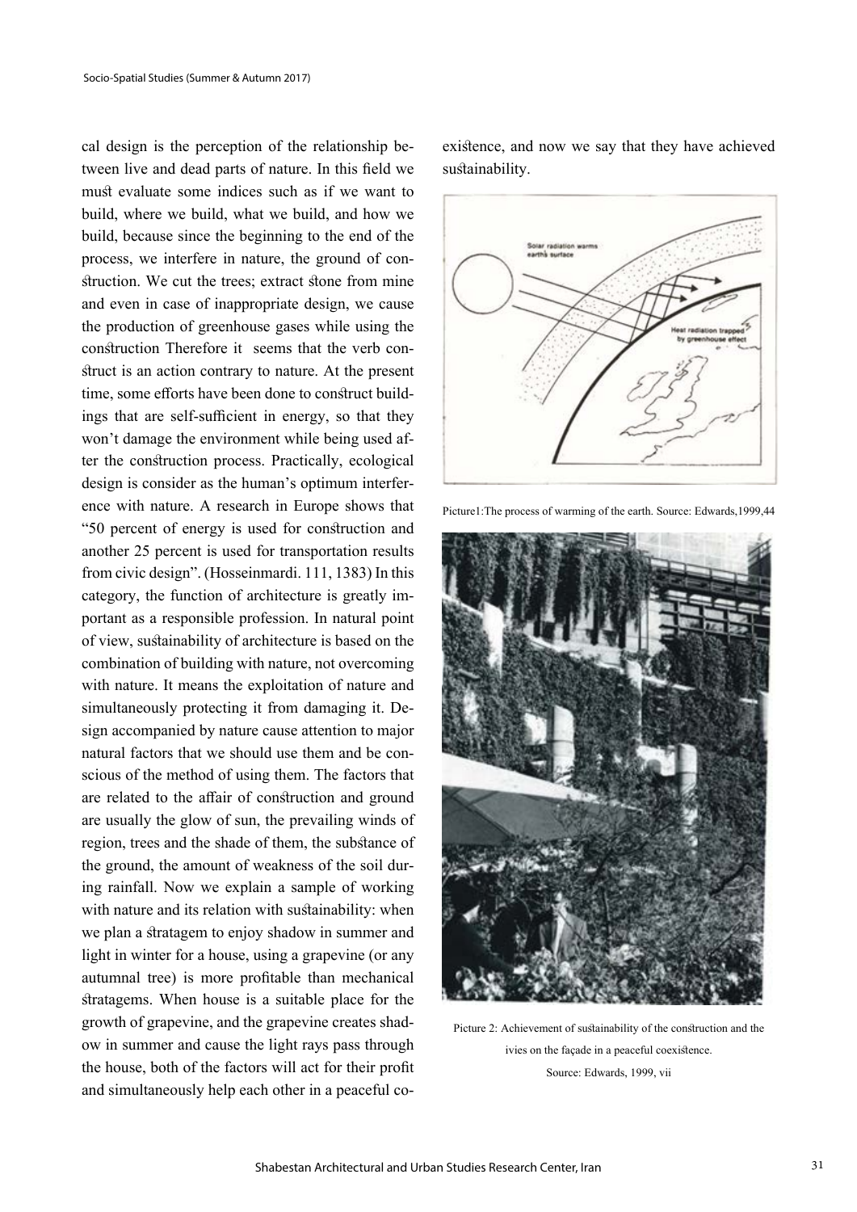cal design is the perception of the relationship between live and dead parts of nature. In this field we must evaluate some indices such as if we want to build, where we build, what we build, and how we build, because since the beginning to the end of the process, we interfere in nature, the ground of construction. We cut the trees; extract stone from mine and even in case of inappropriate design, we cause the production of greenhouse gases while using the construction Therefore it seems that the verb construct is an action contrary to nature. At the present time, some efforts have been done to construct buildings that are self-sufficient in energy, so that they won't damage the environment while being used after the construction process. Practically, ecological design is consider as the human's optimum interference with nature. A research in Europe shows that "50 percent of energy is used for construction and another 25 percent is used for transportation results from civic design". (Hosseinmardi. 111, 1383) In this category, the function of architecture is greatly important as a responsible profession. In natural point of view, sustainability of architecture is based on the combination of building with nature, not overcoming with nature. It means the exploitation of nature and simultaneously protecting it from damaging it. Design accompanied by nature cause attention to major natural factors that we should use them and be conscious of the method of using them. The factors that are related to the affair of construction and ground are usually the glow of sun, the prevailing winds of region, trees and the shade of them, the substance of the ground, the amount of weakness of the soil during rainfall. Now we explain a sample of working with nature and its relation with sustainability: when we plan a stratagem to enjoy shadow in summer and light in winter for a house, using a grapevine (or any autumnal tree) is more profitable than mechanical stratagems. When house is a suitable place for the growth of grapevine, and the grapevine creates shadow in summer and cause the light rays pass through the house, both of the factors will act for their profit and simultaneously help each other in a peaceful coexistence, and now we say that they have achieved sustainability.

Picture1:The process of warming of the earth. Source: Edwards,1999,44

Picture 2: Achievement of sustainability of the construction and the ivies on the façade in a peaceful coexistence. Source: Edwards, 1999, vii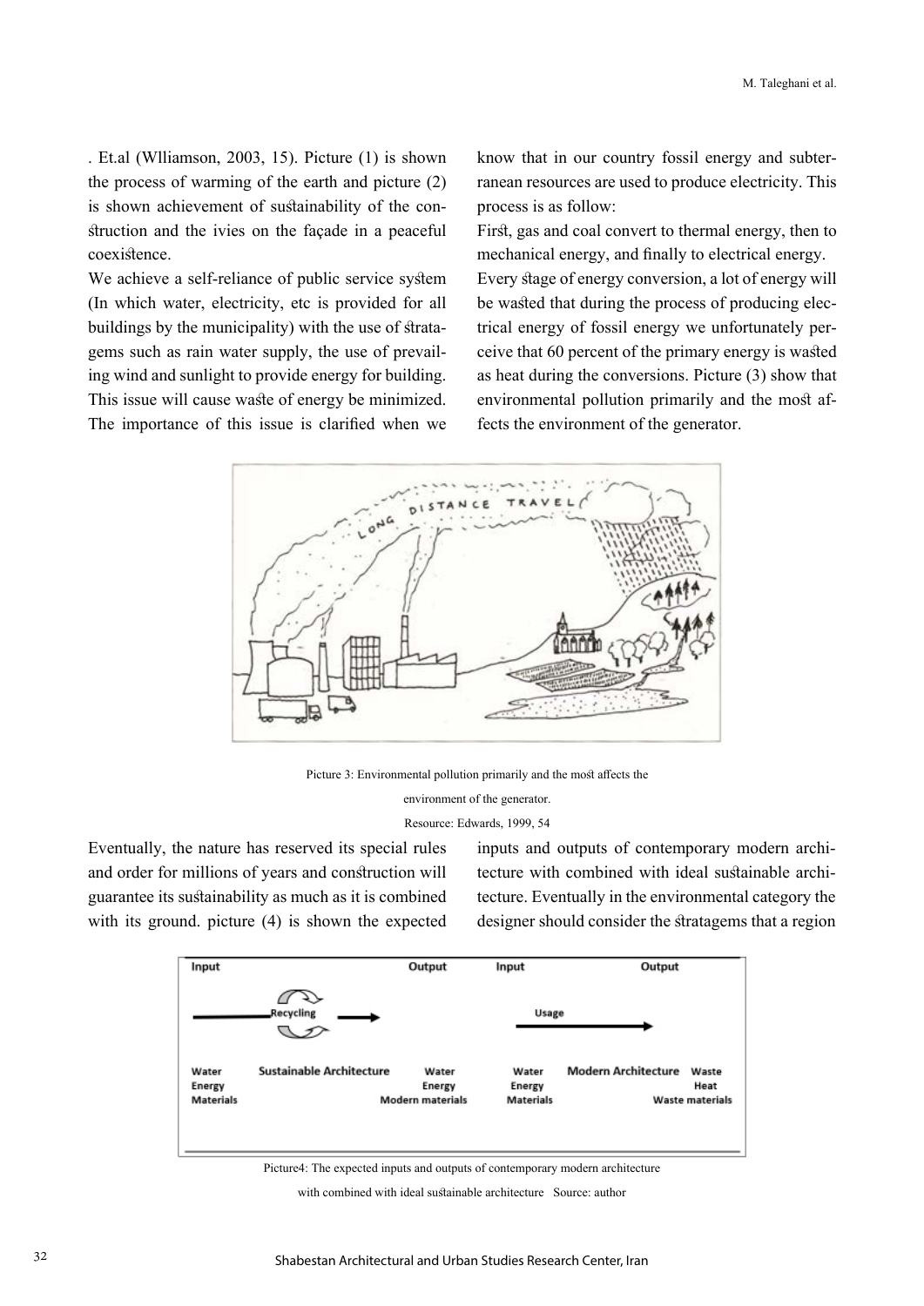. Et.al (Wlliamson, 2003, 15). Picture (1) is shown the process of warming of the earth and picture (2) is shown achievement of sustainability of the construction and the ivies on the façade in a peaceful coexistence.

We achieve a self-reliance of public service system (In which water, electricity, etc is provided for all buildings by the municipality) with the use of stratagems such as rain water supply, the use of prevailing wind and sunlight to provide energy for building. This issue will cause waste of energy be minimized. The importance of this issue is clarified when we know that in our country fossil energy and subterranean resources are used to produce electricity. This process is as follow:

First, gas and coal convert to thermal energy, then to mechanical energy, and finally to electrical energy. Every stage of energy conversion, a lot of energy will be wasted that during the process of producing electrical energy of fossil energy we unfortunately perceive that 60 percent of the primary energy is wasted as heat during the conversions. Picture (3) show that environmental pollution primarily and the most affects the environment of the generator.

Picture 3: Environmental pollution primarily and the most affects the environment of the generator.

Resource: Edwards, 1999, 54

Eventually, the nature has reserved its special rules and order for millions of years and construction will guarantee its sustainability as much as it is combined with its ground. picture (4) is shown the expected inputs and outputs of contemporary modern architecture with combined with ideal sustainable architecture. Eventually in the environmental category the designer should consider the stratagems that a region

| Input | | Output | Input | | Output |
|---|---|---|---|---|---|
| | Recycling | | | Usage | |
| Water<br>Energy<br>Materials | Sustainable Architecture | Water<br>Energy<br>Modern materials | Water<br>Energy<br>Materials | Modern Architecture | Waste<br>Heat<br>Waste materials |

Picture4: The expected inputs and outputs of contemporary modern architecture with combined with ideal sustainable architecture Source: author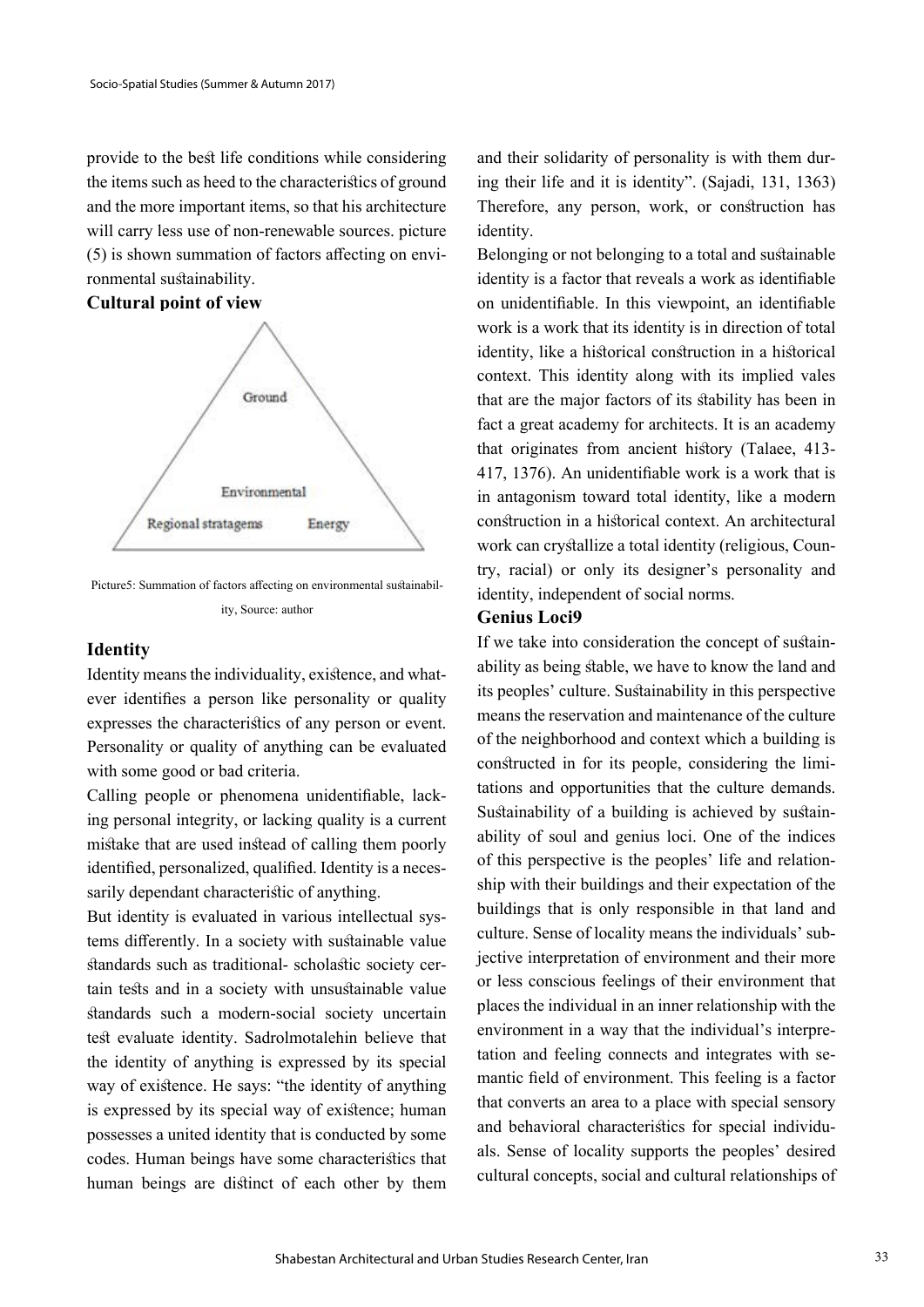provide to the best life conditions while considering the items such as heed to the characteristics of ground and the more important items, so that his architecture will carry less use of non-renewable sources. picture (5) is shown summation of factors affecting on environmental sustainability.

**Cultural point of view**

Ground

Environmental

Regional stratagems    Energy

Picture5: Summation of factors affecting on environmental sustainability, Source: author

## Identity

Identity means the individuality, existence, and whatever identifies a person like personality or quality expresses the characteristics of any person or event. Personality or quality of anything can be evaluated with some good or bad criteria.

Calling people or phenomena unidentifiable, lacking personal integrity, or lacking quality is a current mistake that are used instead of calling them poorly identified, personalized, qualified. Identity is a necessarily dependant characteristic of anything.

But identity is evaluated in various intellectual systems differently. In a society with sustainable value standards such as traditional- scholastic society certain tests and in a society with unsustainable value standards such a modern-social society uncertain test evaluate identity. Sadrolmotalehin believe that the identity of anything is expressed by its special way of existence. He says: "the identity of anything is expressed by its special way of existence; human possesses a united identity that is conducted by some codes. Human beings have some characteristics that human beings are distinct of each other by them and their solidarity of personality is with them during their life and it is identity". (Sajadi, 131, 1363) Therefore, any person, work, or construction has identity.

Belonging or not belonging to a total and sustainable identity is a factor that reveals a work as identifiable on unidentifiable. In this viewpoint, an identifiable work is a work that its identity is in direction of total identity, like a historical construction in a historical context. This identity along with its implied vales that are the major factors of its stability has been in fact a great academy for architects. It is an academy that originates from ancient history (Talaee, 413-417, 1376). An unidentifiable work is a work that is in antagonism toward total identity, like a modern construction in a historical context. An architectural work can crystallize a total identity (religious, Country, racial) or only its designer's personality and identity, independent of social norms.

**Genius Loci9**

If we take into consideration the concept of sustainability as being stable, we have to know the land and its peoples' culture. Sustainability in this perspective means the reservation and maintenance of the culture of the neighborhood and context which a building is constructed in for its people, considering the limitations and opportunities that the culture demands. Sustainability of a building is achieved by sustainability of soul and genius loci. One of the indices of this perspective is the peoples' life and relationship with their buildings and their expectation of the buildings that is only responsible in that land and culture. Sense of locality means the individuals' subjective interpretation of environment and their more or less conscious feelings of their environment that places the individual in an inner relationship with the environment in a way that the individual's interpretation and feeling connects and integrates with semantic field of environment. This feeling is a factor that converts an area to a place with special sensory and behavioral characteristics for special individuals. Sense of locality supports the peoples' desired cultural concepts, social and cultural relationships of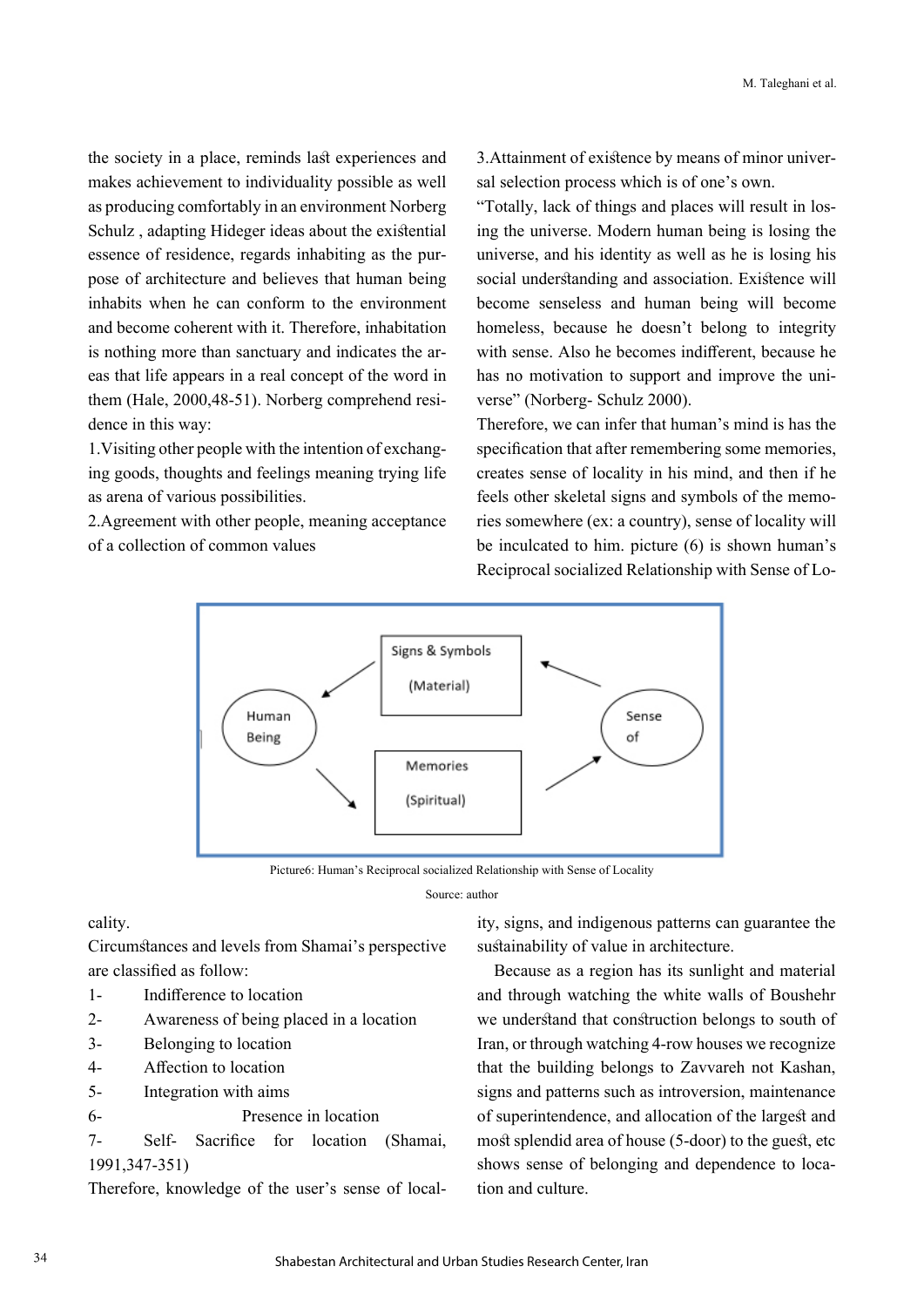the society in a place, reminds last experiences and makes achievement to individuality possible as well as producing comfortably in an environment Norberg Schulz , adapting Hideger ideas about the existential essence of residence, regards inhabiting as the purpose of architecture and believes that human being inhabits when he can conform to the environment and become coherent with it. Therefore, inhabitation is nothing more than sanctuary and indicates the areas that life appears in a real concept of the word in them (Hale, 2000,48-51). Norberg comprehend residence in this way:

1.Visiting other people with the intention of exchanging goods, thoughts and feelings meaning trying life as arena of various possibilities.

2.Agreement with other people, meaning acceptance of a collection of common values

3.Attainment of existence by means of minor universal selection process which is of one's own.

"Totally, lack of things and places will result in losing the universe. Modern human being is losing the universe, and his identity as well as he is losing his social understanding and association. Existence will become senseless and human being will become homeless, because he doesn't belong to integrity with sense. Also he becomes indifferent, because he has no motivation to support and improve the universe" (Norberg- Schulz 2000).

Therefore, we can infer that human's mind is has the specification that after remembering some memories, creates sense of locality in his mind, and then if he feels other skeletal signs and symbols of the memories somewhere (ex: a country), sense of locality will be inculcated to him. picture (6) is shown human's Reciprocal socialized Relationship with Sense of Locality.

Picture6: Human's Reciprocal socialized Relationship with Sense of Locality

Source: author

Circumstances and levels from Shamai's perspective are classified as follow:

1- Indifference to location
2- Awareness of being placed in a location
3- Belonging to location
4- Affection to location
5- Integration with aims
6- Presence in location
7- Self- Sacrifice for location (Shamai, 1991,347-351)

Therefore, knowledge of the user's sense of locality, signs, and indigenous patterns can guarantee the sustainability of value in architecture.

Because as a region has its sunlight and material and through watching the white walls of Boushehr we understand that construction belongs to south of Iran, or through watching 4-row houses we recognize that the building belongs to Zavvareh not Kashan, signs and patterns such as introversion, maintenance of superintendence, and allocation of the largest and most splendid area of house (5-door) to the guest, etc shows sense of belonging and dependence to location and culture.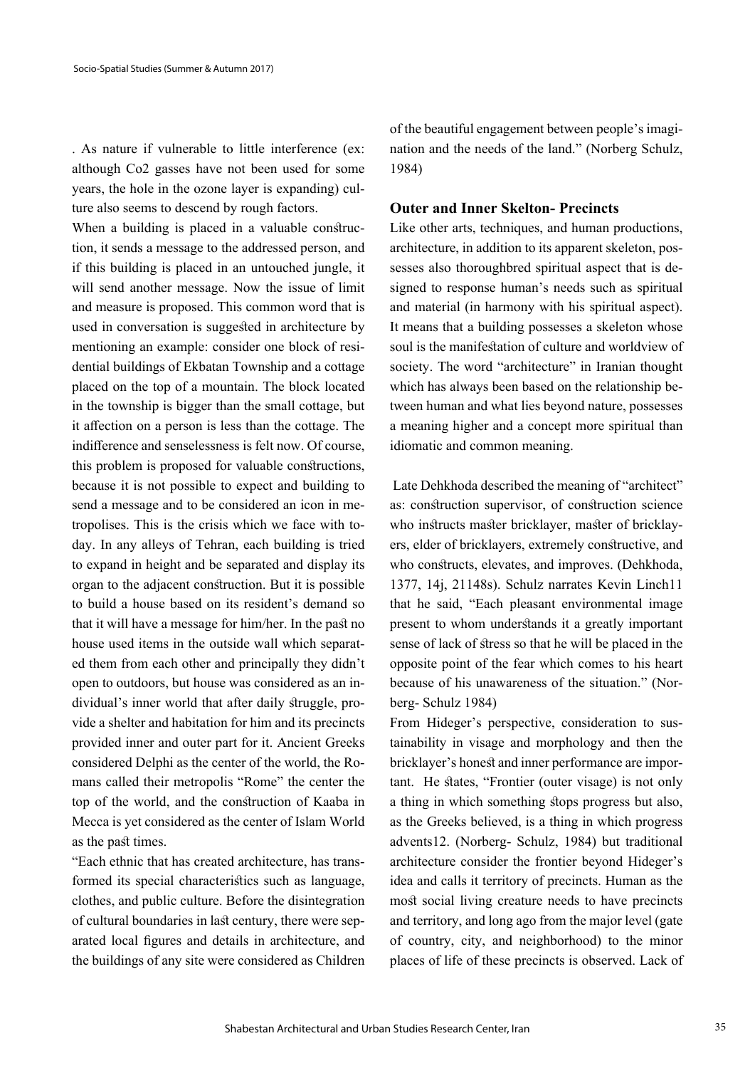. As nature if vulnerable to little interference (ex: although $CO_2$ gasses have not been used for some years, the hole in the ozone layer is expanding) culture also seems to descend by rough factors.

When a building is placed in a valuable construction, it sends a message to the addressed person, and if this building is placed in an untouched jungle, it will send another message. Now the issue of limit and measure is proposed. This common word that is used in conversation is suggested in architecture by mentioning an example: consider one block of residential buildings of Ekbatan Township and a cottage placed on the top of a mountain. The block located in the township is bigger than the small cottage, but it affection on a person is less than the cottage. The indifference and senselessness is felt now. Of course, this problem is proposed for valuable constructions, because it is not possible to expect and building to send a message and to be considered an icon in metropolises. This is the crisis which we face with today. In any alleys of Tehran, each building is tried to expand in height and be separated and display its organ to the adjacent construction. But it is possible to build a house based on its resident's demand so that it will have a message for him/her. In the past no house used items in the outside wall which separated them from each other and principally they didn't open to outdoors, but house was considered as an individual's inner world that after daily struggle, provide a shelter and habitation for him and its precincts provided inner and outer part for it. Ancient Greeks considered Delphi as the center of the world, the Romans called their metropolis "Rome" the center the top of the world, and the construction of Kaaba in Mecca is yet considered as the center of Islam World as the past times.

"Each ethnic that has created architecture, has transformed its special characteristics such as language, clothes, and public culture. Before the disintegration of cultural boundaries in last century, there were separated local figures and details in architecture, and the buildings of any site were considered as Children of the beautiful engagement between people's imagination and the needs of the land." (Norberg Schulz, 1984)

### Outer and Inner Skelton- Precincts

Like other arts, techniques, and human productions, architecture, in addition to its apparent skeleton, possesses also thoroughbred spiritual aspect that is designed to response human's needs such as spiritual and material (in harmony with his spiritual aspect). It means that a building possesses a skeleton whose soul is the manifestation of culture and worldview of society. The word "architecture" in Iranian thought which has always been based on the relationship between human and what lies beyond nature, possesses a meaning higher and a concept more spiritual than idiomatic and common meaning.

Late Dehkhoda described the meaning of "architect" as: construction supervisor, of construction science who instructs master bricklayer, master of bricklayers, elder of bricklayers, extremely constructive, and who constructs, elevates, and improves. (Dehkhoda, 1377, 14j, 21148s). Schulz narrates Kevin Linch11 that he said, "Each pleasant environmental image present to whom understands it a greatly important sense of lack of stress so that he will be placed in the opposite point of the fear which comes to his heart because of his unawareness of the situation." (Norberg- Schulz 1984)

From Hideger's perspective, consideration to sustainability in visage and morphology and then the bricklayer's honest and inner performance are important. He states, "Frontier (outer visage) is not only a thing in which something stops progress but also, as the Greeks believed, is a thing in which progress advents12. (Norberg- Schulz, 1984) but traditional architecture consider the frontier beyond Hideger's idea and calls it territory of precincts. Human as the most social living creature needs to have precincts and territory, and long ago from the major level (gate of country, city, and neighborhood) to the minor places of life of these precincts is observed. Lack of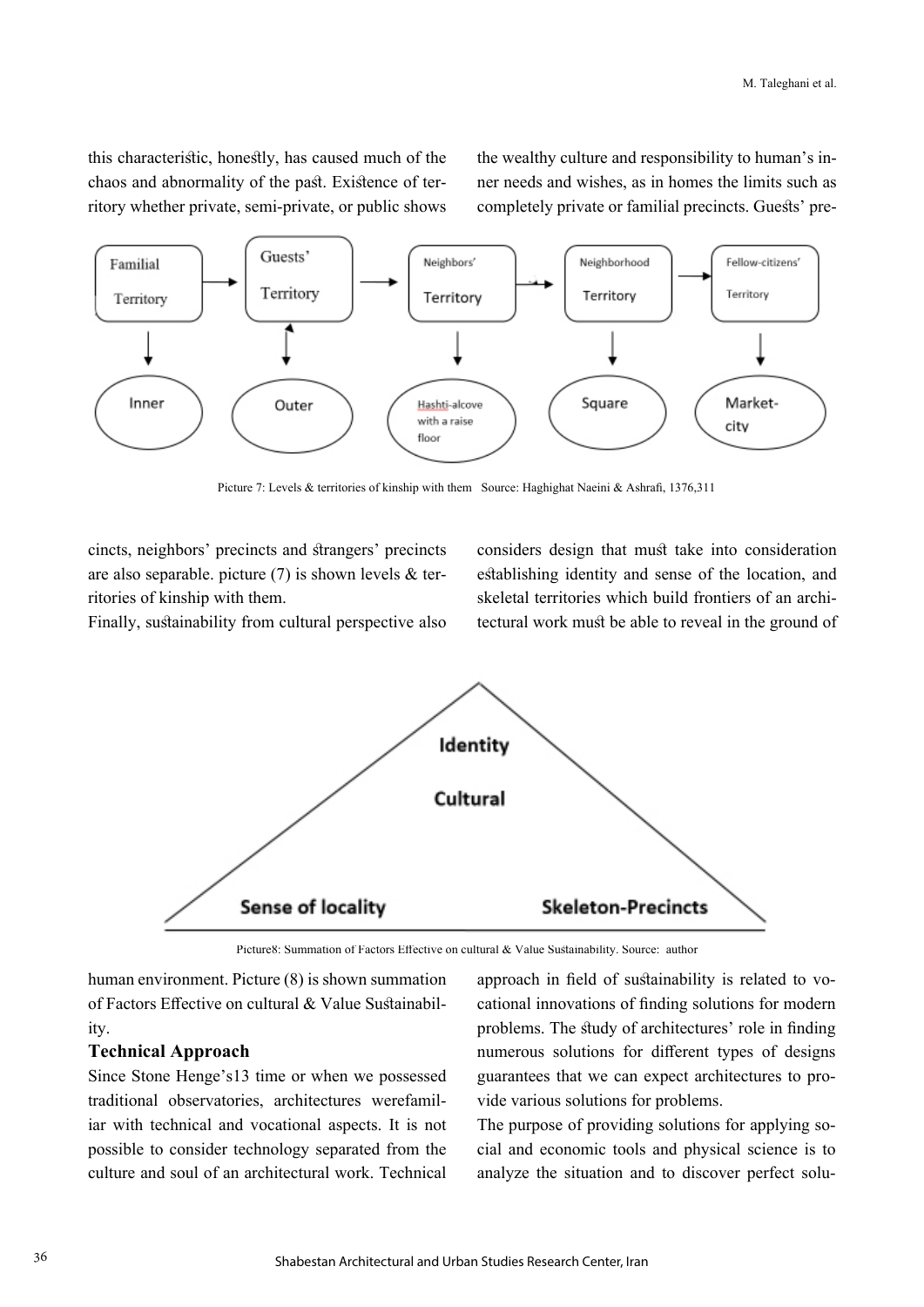this characteristic, honestly, has caused much of the chaos and abnormality of the past. Existence of territory whether private, semi-private, or public shows the wealthy culture and responsibility to human's inner needs and wishes, as in homes the limits such as completely private or familial precincts. Guests' precincts, neighbors' precincts and strangers' precincts are also separable. picture (7) is shown levels & territories of kinship with them.

Picture 7: Levels & territories of kinship with them Source: Haghighat Naeini & Ashrafi, 1376,311

Finally, sustainability from cultural perspective also considers design that must take into consideration establishing identity and sense of the location, and skeletal territories which build frontiers of an architectural work must be able to reveal in the ground of human environment. Picture (8) is shown summation of Factors Effective on cultural & Value Sustainability.

Picture8: Summation of Factors Effective on cultural & Value Sustainability. Source: author

### Technical Approach

Since Stone Henge's13 time or when we possessed traditional observatories, architectures werefamiliar with technical and vocational aspects. It is not possible to consider technology separated from the culture and soul of an architectural work. Technical approach in field of sustainability is related to vocational innovations of finding solutions for modern problems. The study of architectures' role in finding numerous solutions for different types of designs guarantees that we can expect architectures to provide various solutions for problems.

The purpose of providing solutions for applying social and economic tools and physical science is to analyze the situation and to discover perfect solu-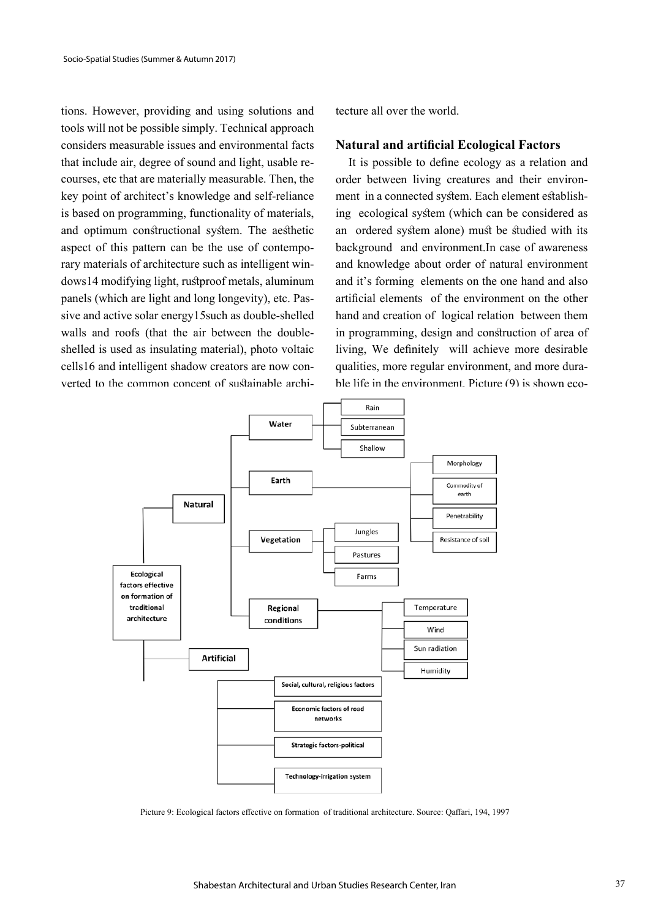tions. However, providing and using solutions and tools will not be possible simply. Technical approach considers measurable issues and environmental facts that include air, degree of sound and light, usable recourses, etc that are materially measurable. Then, the key point of architect's knowledge and self-reliance is based on programming, functionality of materials, and optimum constructional system. The aesthetic aspect of this pattern can be the use of contemporary materials of architecture such as intelligent windows[14] modifying light, rustproof metals, aluminum panels (which are light and long longevity), etc. Passive and active solar energy[15] such as double-shelled walls and roofs (that the air between the double-shelled is used as insulating material), photo voltaic cells[16] and intelligent shadow creators are now converted to the common concept of sustainable architecture all over the world.

## Natural and artificial Ecological Factors

It is possible to define ecology as a relation and order between living creatures and their environment in a connected system. Each element establishing ecological system (which can be considered as an ordered system alone) must be studied with its background and environment.In case of awareness and knowledge about order of natural environment and it's forming elements on the one hand and also artificial elements of the environment on the other hand and creation of logical relation between them in programming, design and construction of area of living, We definitely will achieve more desirable qualities, more regular environment, and more durable life in the environment. Picture (9) is shown eco-

- Ecological factors effective on formation of traditional architecture
  - Natural
    - Water
      - Rain
      - Subterranean
      - Shallow
    - Earth
      - Morphology
      - Commodity of earth
      - Penetrability
      - Resistance of soil
    - Vegetation
      - Jungles
      - Pastures
      - Farms
    - Regional conditions
      - Temperature
      - Wind
      - Sun radiation
      - Humidity
  - Artificial
    - Social, cultural, religious factors
    - Economic factors of road networks
    - Strategic factors-political
    - Technology-irrigation system

Picture 9: Ecological factors effective on formation of traditional architecture. Source: Qaffari, 194, 1997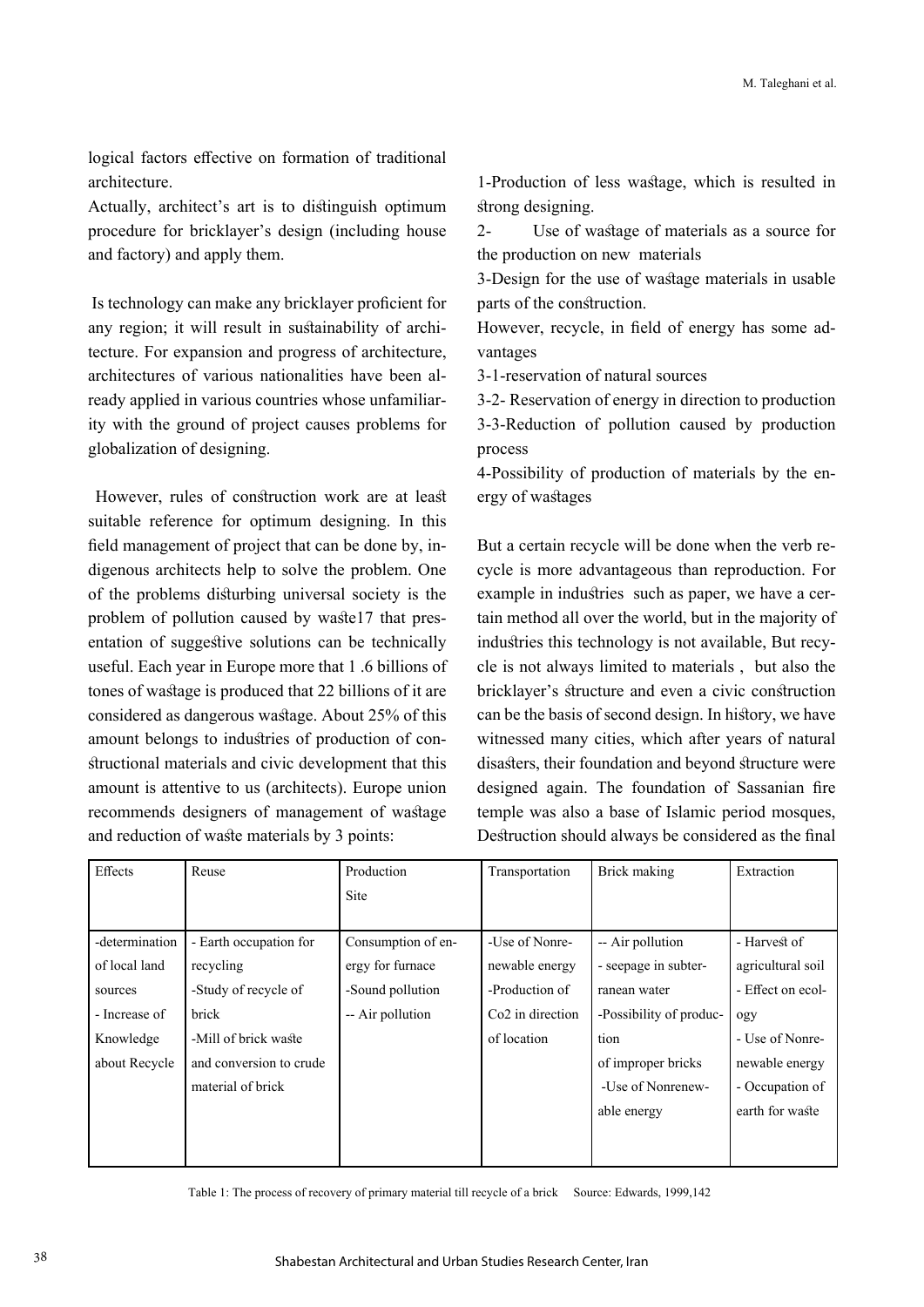logical factors effective on formation of traditional architecture.

Actually, architect's art is to distinguish optimum procedure for bricklayer's design (including house and factory) and apply them.

Is technology can make any bricklayer proficient for any region; it will result in sustainability of architecture. For expansion and progress of architecture, architectures of various nationalities have been already applied in various countries whose unfamiliarity with the ground of project causes problems for globalization of designing.

However, rules of construction work are at least suitable reference for optimum designing. In this field management of project that can be done by, indigenous architects help to solve the problem. One of the problems disturbing universal society is the problem of pollution caused by waste17 that presentation of suggestive solutions can be technically useful. Each year in Europe more that 1 .6 billions of tones of wastage is produced that 22 billions of it are considered as dangerous wastage. About 25% of this amount belongs to industries of production of constructional materials and civic development that this amount is attentive to us (architects). Europe union recommends designers of management of wastage and reduction of waste materials by 3 points:

1-Production of less wastage, which is resulted in strong designing.

2- Use of wastage of materials as a source for the production on new materials

3-Design for the use of wastage materials in usable parts of the construction.

However, recycle, in field of energy has some advantages

3-1-reservation of natural sources

3-2- Reservation of energy in direction to production

3-3-Reduction of pollution caused by production process

4-Possibility of production of materials by the energy of wastages

But a certain recycle will be done when the verb recycle is more advantageous than reproduction. For example in industries such as paper, we have a certain method all over the world, but in the majority of industries this technology is not available, But recycle is not always limited to materials , but also the bricklayer's structure and even a civic construction can be the basis of second design. In history, we have witnessed many cities, which after years of natural disasters, their foundation and beyond structure were designed again. The foundation of Sassanian fire temple was also a base of Islamic period mosques, Destruction should always be considered as the final

| Effects | Reuse | Production Site | Transportation | Brick making | Extraction |
|---|---|---|---|---|---|
| -determination of local land sources<br>- Increase of Knowledge about Recycle | - Earth occupation for recycling<br>-Study of recycle of brick<br>-Mill of brick waste and conversion to crude material of brick | Consumption of energy for furnace<br>-Sound pollution<br>-- Air pollution | -Use of Nonrenewable energy<br>-Production of $CO_2$ in direction of location | -- Air pollution<br>- seepage in subterranean water<br>-Possibility of production of improper bricks<br>-Use of Nonrenewable energy | - Harvest of agricultural soil<br>- Effect on ecology<br>- Use of Nonrenewable energy<br>- Occupation of earth for waste |

Table 1: The process of recovery of primary material till recycle of a brick Source: Edwards, 1999,142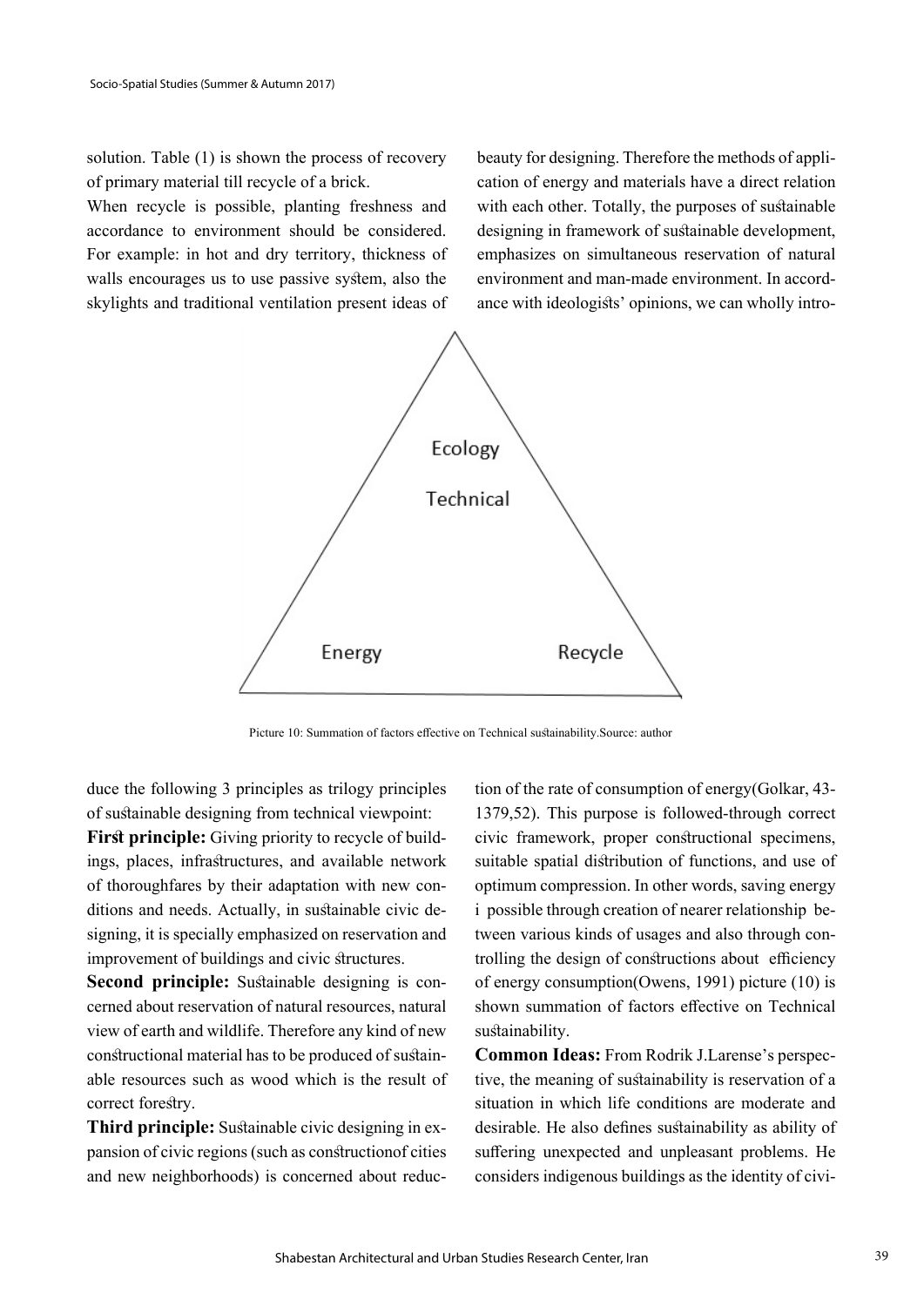solution. Table (1) is shown the process of recovery of primary material till recycle of a brick.

When recycle is possible, planting freshness and accordance to environment should be considered. For example: in hot and dry territory, thickness of walls encourages us to use passive system, also the skylights and traditional ventilation present ideas of beauty for designing. Therefore the methods of application of energy and materials have a direct relation with each other. Totally, the purposes of sustainable designing in framework of sustainable development, emphasizes on simultaneous reservation of natural environment and man-made environment. In accordance with ideologists' opinions, we can wholly introduce the following 3 principles as trilogy principles of sustainable designing from technical viewpoint:

Ecology

Technical

Energy

Recycle

Picture 10: Summation of factors effective on Technical sustainability.Source: author

**First principle:** Giving priority to recycle of buildings, places, infrastructures, and available network of thoroughfares by their adaptation with new conditions and needs. Actually, in sustainable civic designing, it is specially emphasized on reservation and improvement of buildings and civic structures.

**Second principle:** Sustainable designing is concerned about reservation of natural resources, natural view of earth and wildlife. Therefore any kind of new constructional material has to be produced of sustainable resources such as wood which is the result of correct forestry.

**Third principle:** Sustainable civic designing in expansion of civic regions (such as constructionof cities and new neighborhoods) is concerned about reduction of the rate of consumption of energy(Golkar, 43-1379,52). This purpose is followed-through correct civic framework, proper constructional specimens, suitable spatial distribution of functions, and use of optimum compression. In other words, saving energy i possible through creation of nearer relationship between various kinds of usages and also through controlling the design of constructions about efficiency of energy consumption(Owens, 1991) picture (10) is shown summation of factors effective on Technical sustainability.

**Common Ideas:** From Rodrik J.Larense's perspective, the meaning of sustainability is reservation of a situation in which life conditions are moderate and desirable. He also defines sustainability as ability of suffering unexpected and unpleasant problems. He considers indigenous buildings as the identity of civi-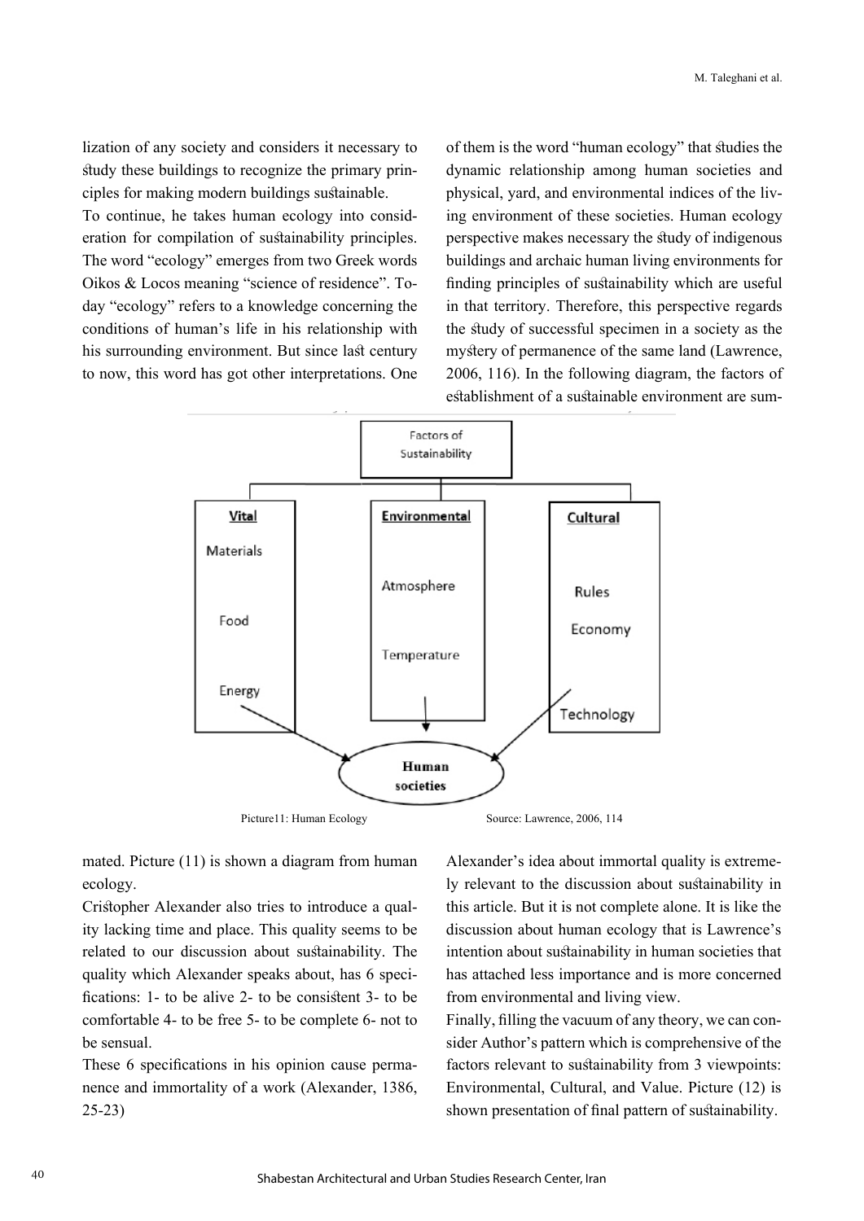lization of any society and considers it necessary to study these buildings to recognize the primary principles for making modern buildings sustainable.

To continue, he takes human ecology into consideration for compilation of sustainability principles. The word "ecology" emerges from two Greek words Oikos & Locos meaning "science of residence". Today "ecology" refers to a knowledge concerning the conditions of human's life in his relationship with his surrounding environment. But since last century to now, this word has got other interpretations. One of them is the word "human ecology" that studies the dynamic relationship among human societies and physical, yard, and environmental indices of the living environment of these societies. Human ecology perspective makes necessary the study of indigenous buildings and archaic human living environments for finding principles of sustainability which are useful in that territory. Therefore, this perspective regards the study of successful specimen in a society as the mystery of permanence of the same land (Lawrence, 2006, 116). In the following diagram, the factors of establishment of a sustainable environment are summated. Picture (11) is shown a diagram from human ecology.

Picture11: Human Ecology Source: Lawrence, 2006, 114

Cristopher Alexander also tries to introduce a quality lacking time and place. This quality seems to be related to our discussion about sustainability. The quality which Alexander speaks about, has 6 specifications: 1- to be alive 2- to be consistent 3- to be comfortable 4- to be free 5- to be complete 6- not to be sensual.

These 6 specifications in his opinion cause permanence and immortality of a work (Alexander, 1386, 25-23)

Alexander's idea about immortal quality is extremely relevant to the discussion about sustainability in this article. But it is not complete alone. It is like the discussion about human ecology that is Lawrence's intention about sustainability in human societies that has attached less importance and is more concerned from environmental and living view.

Finally, filling the vacuum of any theory, we can consider Author's pattern which is comprehensive of the factors relevant to sustainability from 3 viewpoints: Environmental, Cultural, and Value. Picture (12) is shown presentation of final pattern of sustainability.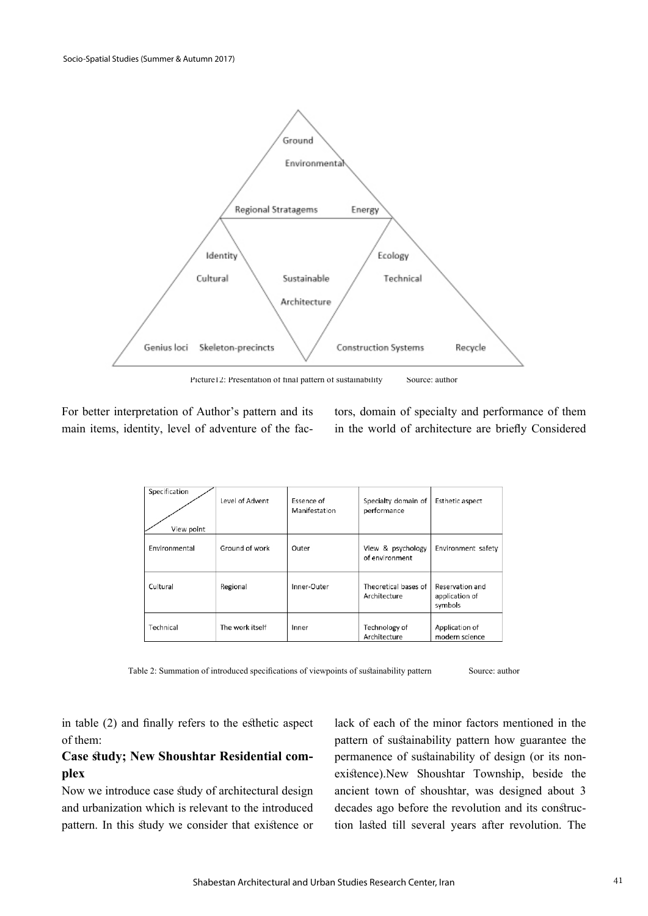Picture12: Presentation of final pattern of sustainability Source: author

For better interpretation of Author's pattern and its main items, identity, level of adventure of the factors, domain of specialty and performance of them in the world of architecture are briefly Considered in table (2) and finally refers to the esthetic aspect of them:

| Specification / View point | Level of Advent | Essence of Manifestation | Specialty domain of performance | Esthetic aspect |
|---|---|---|---|---|
| Environmental | Ground of work | Outer | View & psychology of environment | Environment safety |
| Cultural | Regional | Inner-Outer | Theoretical bases of Architecture | Reservation and application of symbols |
| Technical | The work itself | Inner | Technology of Architecture | Application of modern science |

Table 2: Summation of introduced specifications of viewpoints of sustainability pattern Source: author

### Case study; New Shoushtar Residential complex

Now we introduce case study of architectural design and urbanization which is relevant to the introduced pattern. In this study we consider that existence or lack of each of the minor factors mentioned in the pattern of sustainability pattern how guarantee the permanence of sustainability of design (or its non-existence).New Shoushtar Township, beside the ancient town of shoushtar, was designed about 3 decades ago before the revolution and its construction lasted till several years after revolution. The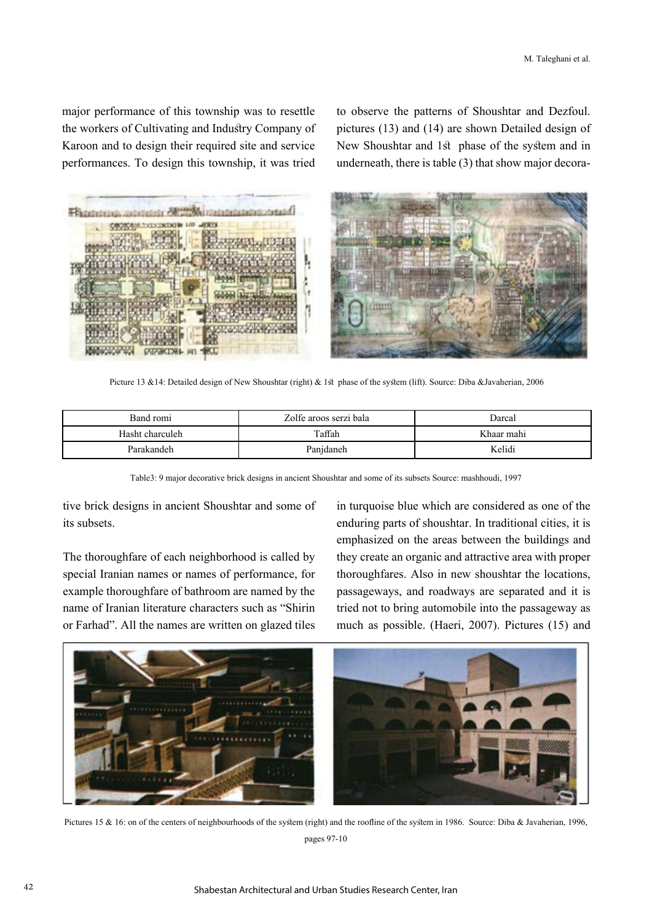major performance of this township was to resettle the workers of Cultivating and Industry Company of Karoon and to design their required site and service performances. To design this township, it was tried to observe the patterns of Shoushtar and Dezfoul. pictures (13) and (14) are shown Detailed design of New Shoushtar and 1st phase of the system and in underneath, there is table (3) that show major decorative brick designs in ancient Shoushtar and some of its subsets.

Picture 13 &14: Detailed design of New Shoushtar (right) & 1st phase of the system (lift). Source: Diba &Javaherian, 2006

| Band romi | Zolfe aroos serzi bala | Darcal |
|---|---|---|
| Hasht charculeh | Taffah | Khaar mahi |
| Parakandeh | Panjdaneh | Kelidi |

Table3: 9 major decorative brick designs in ancient Shoushtar and some of its subsets Source: mashhoudi, 1997

The thoroughfare of each neighborhood is called by special Iranian names or names of performance, for example thoroughfare of bathroom are named by the name of Iranian literature characters such as "Shirin or Farhad". All the names are written on glazed tiles in turquoise blue which are considered as one of the enduring parts of shoushtar. In traditional cities, it is emphasized on the areas between the buildings and they create an organic and attractive area with proper thoroughfares. Also in new shoushtar the locations, passageways, and roadways are separated and it is tried not to bring automobile into the passageway as much as possible. (Haeri, 2007). Pictures (15) and

Pictures 15 & 16: on of the centers of neighbourhoods of the system (right) and the roofline of the system in 1986. Source: Diba & Javaherian, 1996, pages 97-10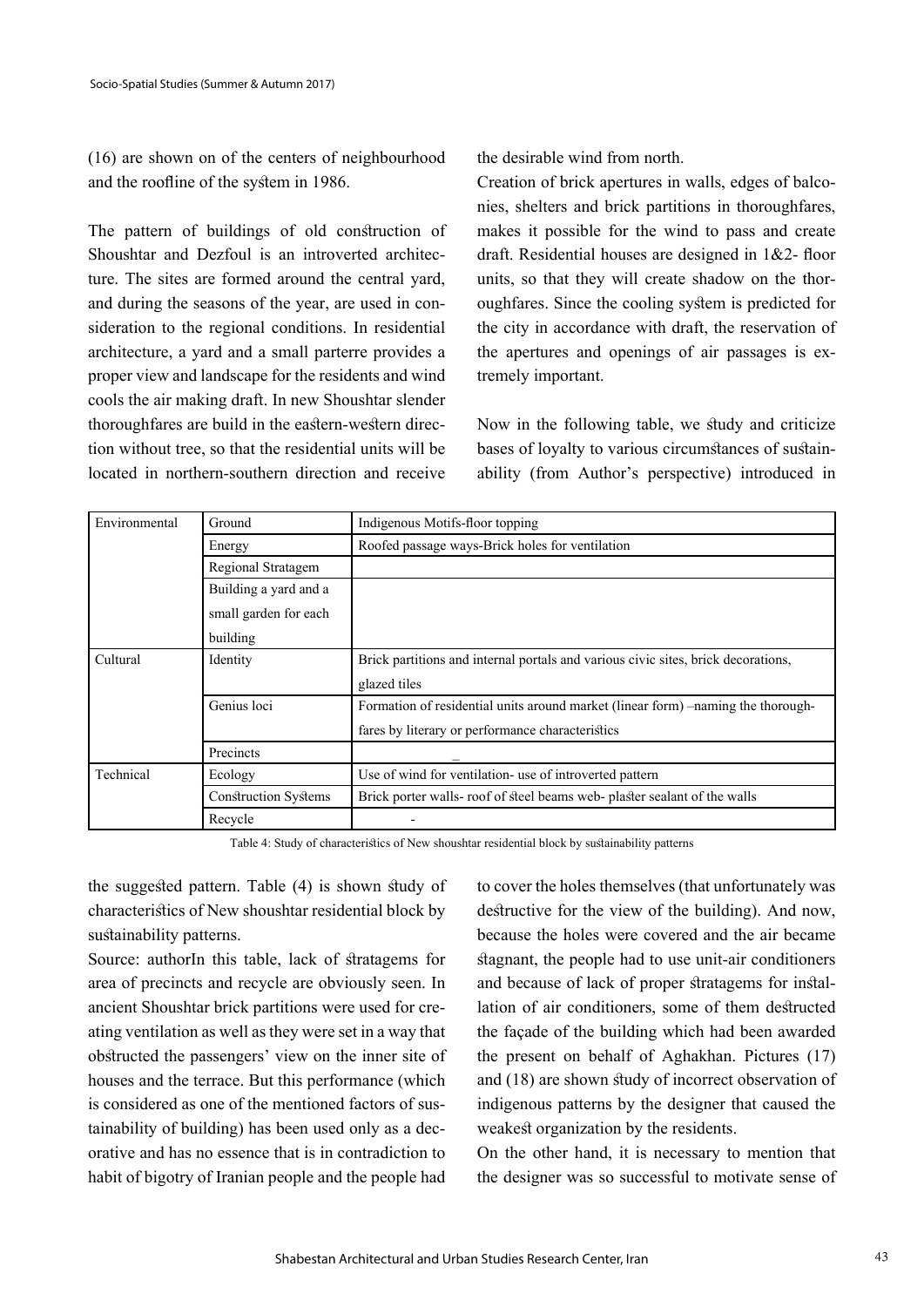(16) are shown on of the centers of neighbourhood and the roofline of the system in 1986.

The pattern of buildings of old construction of Shoushtar and Dezfoul is an introverted architecture. The sites are formed around the central yard, and during the seasons of the year, are used in consideration to the regional conditions. In residential architecture, a yard and a small parterre provides a proper view and landscape for the residents and wind cools the air making draft. In new Shoushtar slender thoroughfares are build in the eastern-western direction without tree, so that the residential units will be located in northern-southern direction and receive the desirable wind from north.

Creation of brick apertures in walls, edges of balconies, shelters and brick partitions in thoroughfares, makes it possible for the wind to pass and create draft. Residential houses are designed in 1&2- floor units, so that they will create shadow on the thoroughfares. Since the cooling system is predicted for the city in accordance with draft, the reservation of the apertures and openings of air passages is extremely important.

Now in the following table, we study and criticize bases of loyalty to various circumstances of sustainability (from Author's perspective) introduced in

| | | |
|---|---|---|
| Environmental | Ground | Indigenous Motifs-floor topping |
| | Energy | Roofed passage ways-Brick holes for ventilation |
| | Regional Stratagem | |
| | Building a yard and a small garden for each building | |
| Cultural | Identity | Brick partitions and internal portals and various civic sites, brick decorations, glazed tiles |
| | Genius loci | Formation of residential units around market (linear form) –naming the thoroughfares by literary or performance characteristics |
| | Precincts | _ |
| Technical | Ecology | Use of wind for ventilation- use of introverted pattern |
| | Construction Systems | Brick porter walls- roof of steel beams web- plaster sealant of the walls |
| | Recycle | - |

Table 4: Study of characteristics of New shoushtar residential block by sustainability patterns

the suggested pattern. Table (4) is shown study of characteristics of New shoushtar residential block by sustainability patterns.

Source: authorIn this table, lack of stratagems for area of precincts and recycle are obviously seen. In ancient Shoushtar brick partitions were used for creating ventilation as well as they were set in a way that obstructed the passengers' view on the inner site of houses and the terrace. But this performance (which is considered as one of the mentioned factors of sustainability of building) has been used only as a decorative and has no essence that is in contradiction to habit of bigotry of Iranian people and the people had to cover the holes themselves (that unfortunately was destructive for the view of the building). And now, because the holes were covered and the air became stagnant, the people had to use unit-air conditioners and because of lack of proper stratagems for installation of air conditioners, some of them destructed the façade of the building which had been awarded the present on behalf of Aghakhan. Pictures (17) and (18) are shown study of incorrect observation of indigenous patterns by the designer that caused the weakest organization by the residents.

On the other hand, it is necessary to mention that the designer was so successful to motivate sense of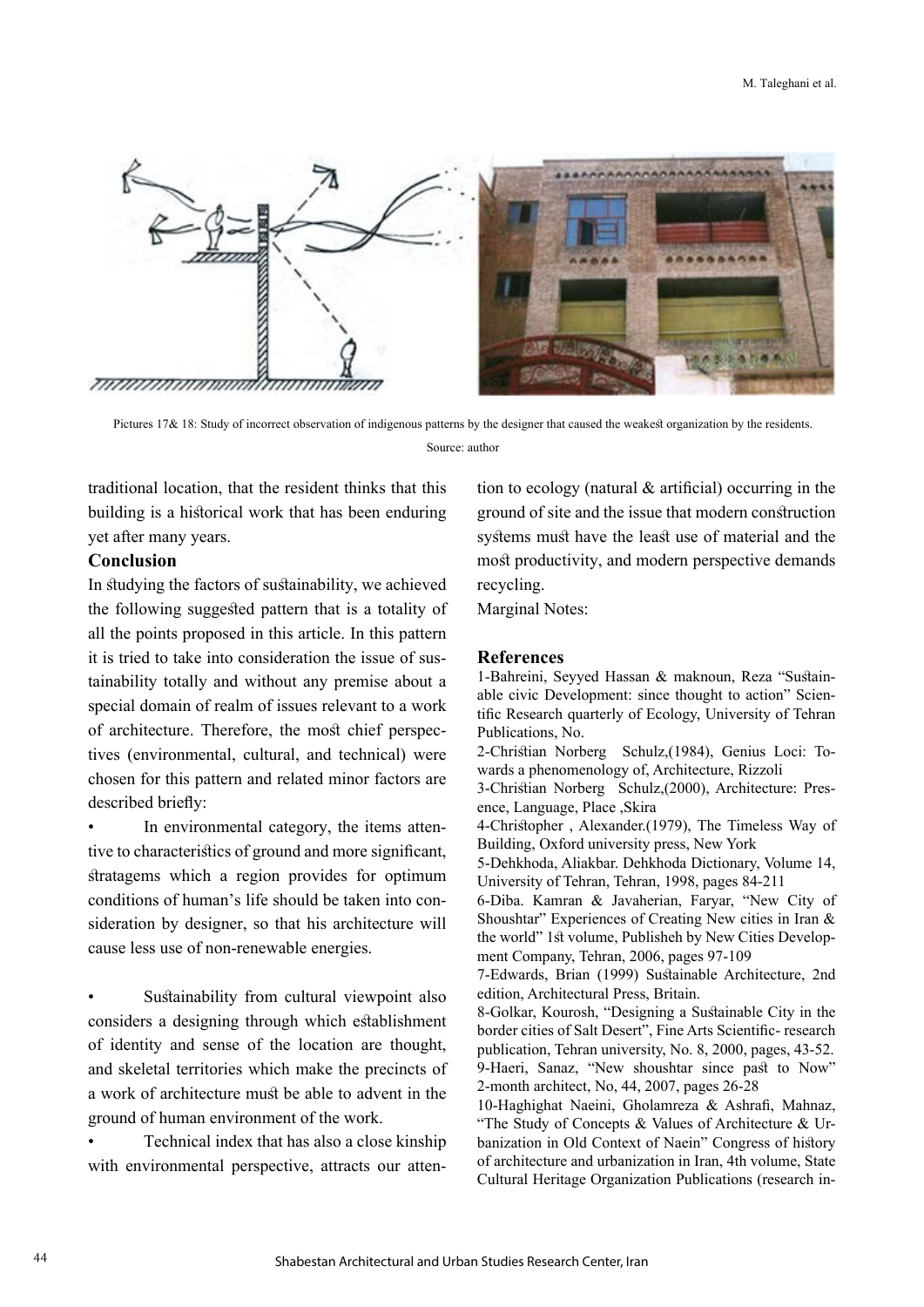Pictures 17& 18: Study of incorrect observation of indigenous patterns by the designer that caused the weakest organization by the residents.

Source: author

traditional location, that the resident thinks that this building is a historical work that has been enduring yet after many years.

### Conclusion

In studying the factors of sustainability, we achieved the following suggested pattern that is a totality of all the points proposed in this article. In this pattern it is tried to take into consideration the issue of sustainability totally and without any premise about a special domain of realm of issues relevant to a work of architecture. Therefore, the most chief perspectives (environmental, cultural, and technical) were chosen for this pattern and related minor factors are described briefly:

- In environmental category, the items attentive to characteristics of ground and more significant, stratagems which a region provides for optimum conditions of human's life should be taken into consideration by designer, so that his architecture will cause less use of non-renewable energies.

- Sustainability from cultural viewpoint also considers a designing through which establishment of identity and sense of the location are thought, and skeletal territories which make the precincts of a work of architecture must be able to advent in the ground of human environment of the work.
- Technical index that has also a close kinship with environmental perspective, attracts our attention to ecology (natural & artificial) occurring in the ground of site and the issue that modern construction systems must have the least use of material and the most productivity, and modern perspective demands recycling.

Marginal Notes:

### References

1-Bahreini, Seyyed Hassan & maknoun, Reza "Sustainable civic Development: since thought to action" Scientific Research quarterly of Ecology, University of Tehran Publications, No.

2-Christian Norberg Schulz,(1984), Genius Loci: Towards a phenomenology of, Architecture, Rizzoli

3-Christian Norberg Schulz,(2000), Architecture: Presence, Language, Place ,Skira

4-Christopher , Alexander.(1979), The Timeless Way of Building, Oxford university press, New York

5-Dehkhoda, Aliakbar. Dehkhoda Dictionary, Volume 14, University of Tehran, Tehran, 1998, pages 84-211

6-Diba. Kamran & Javaherian, Faryar, "New City of Shoushtar" Experiences of Creating New cities in Iran & the world" 1st volume, Publisheh by New Cities Development Company, Tehran, 2006, pages 97-109

7-Edwards, Brian (1999) Sustainable Architecture, 2nd edition, Architectural Press, Britain.

8-Golkar, Kourosh, "Designing a Sustainable City in the border cities of Salt Desert", Fine Arts Scientific- research publication, Tehran university, No. 8, 2000, pages, 43-52.

9-Haeri, Sanaz, "New shoushtar since past to Now" 2-month architect, No, 44, 2007, pages 26-28

10-Haghighat Naeini, Gholamreza & Ashrafi, Mahnaz, "The Study of Concepts & Values of Architecture & Urbanization in Old Context of Naein" Congress of history of architecture and urbanization in Iran, 4th volume, State Cultural Heritage Organization Publications (research in-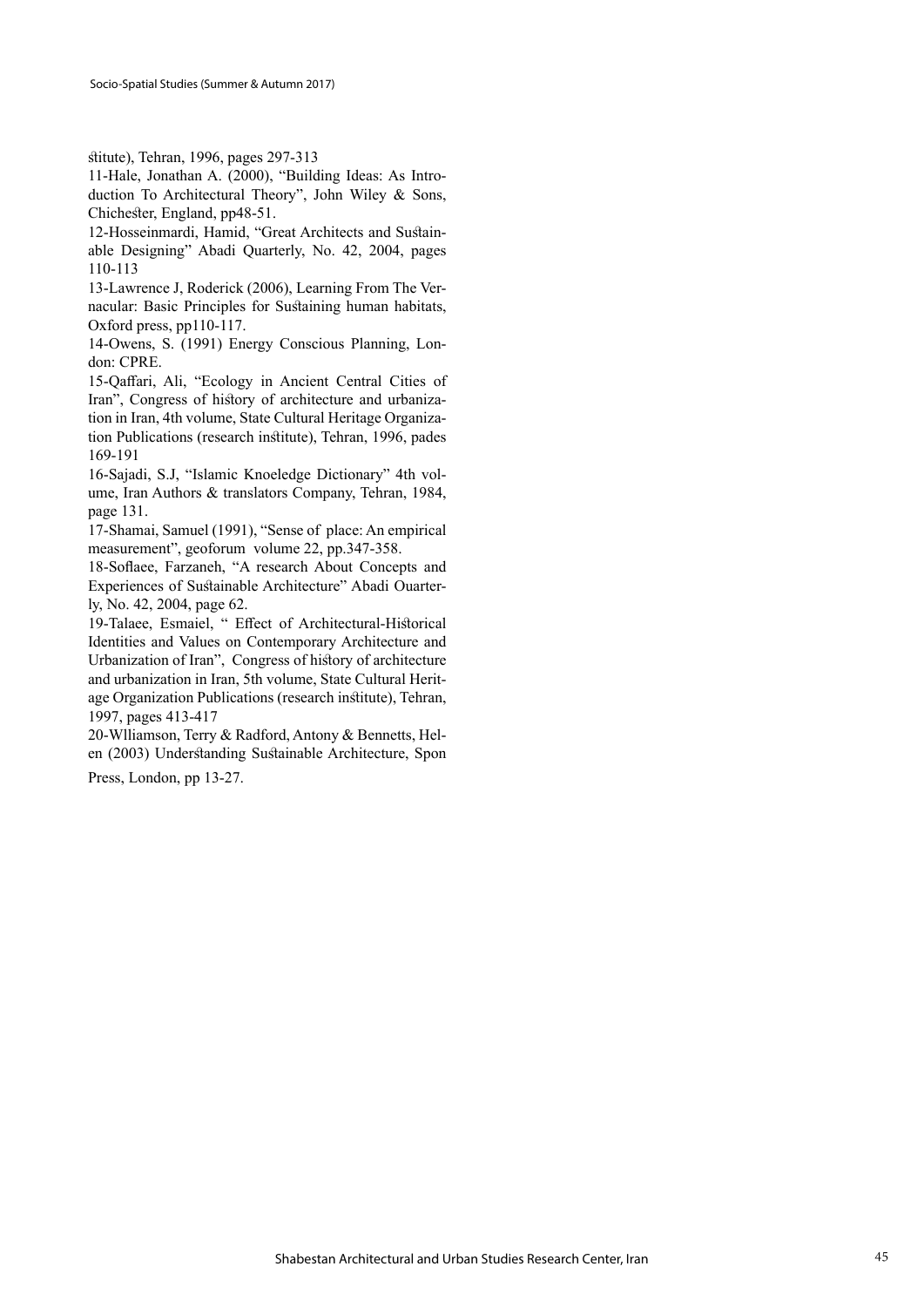stitute), Tehran, 1996, pages 297-313

11-Hale, Jonathan A. (2000), "Building Ideas: As Introduction To Architectural Theory", John Wiley & Sons, Chichester, England, pp48-51.

12-Hosseinmardi, Hamid, "Great Architects and Sustainable Designing" Abadi Quarterly, No. 42, 2004, pages 110-113

13-Lawrence J, Roderick (2006), Learning From The Vernacular: Basic Principles for Sustaining human habitats, Oxford press, pp110-117.

14-Owens, S. (1991) Energy Conscious Planning, London: CPRE.

15-Qaffari, Ali, "Ecology in Ancient Central Cities of Iran", Congress of history of architecture and urbanization in Iran, 4th volume, State Cultural Heritage Organization Publications (research institute), Tehran, 1996, pades 169-191

16-Sajadi, S.J, "Islamic Knoeledge Dictionary" 4th volume, Iran Authors & translators Company, Tehran, 1984, page 131.

17-Shamai, Samuel (1991), "Sense of place: An empirical measurement", geoforum volume 22, pp.347-358.

18-Soflaee, Farzaneh, "A research About Concepts and Experiences of Sustainable Architecture" Abadi Ouarterly, No. 42, 2004, page 62.

19-Talaee, Esmaiel, " Effect of Architectural-Historical Identities and Values on Contemporary Architecture and Urbanization of Iran", Congress of history of architecture and urbanization in Iran, 5th volume, State Cultural Heritage Organization Publications (research institute), Tehran, 1997, pages 413-417

20-Wlliamson, Terry & Radford, Antony & Bennetts, Helen (2003) Understanding Sustainable Architecture, Spon Press, London, pp 13-27.